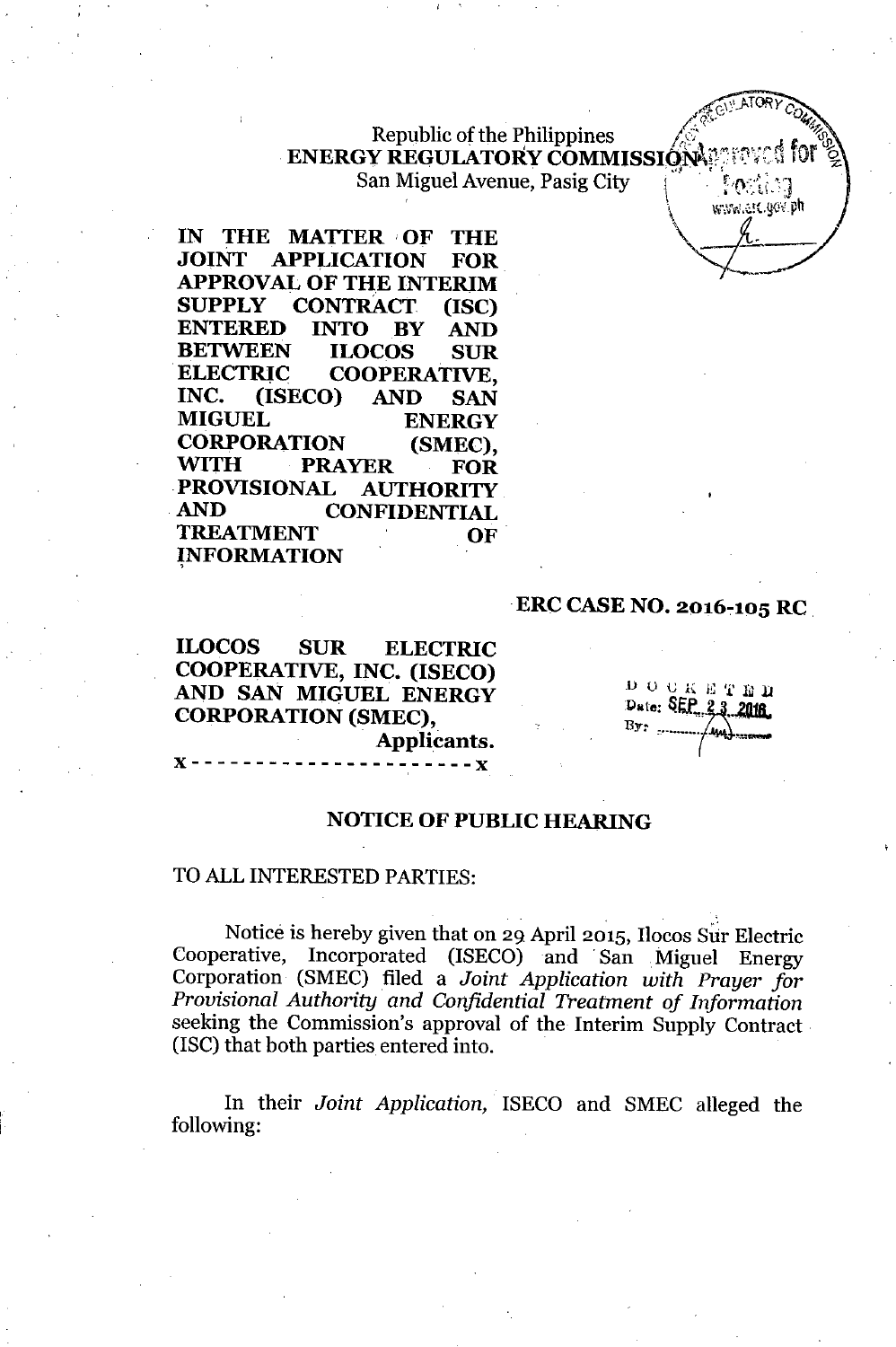Republic of the Philippines
**ENERGY REGULATORY COMMISSION**
San Miguel Avenue, Pasig City

**IN THE MATTER OF THE JOINT APPLICATION FOR APPROVAL OF THE INTERIM SUPPLY CONTRACT (ISC) ENTERED INTO BY AND BETWEEN ILOCOS SUR ELECTRIC COOPERATIVE, INC. (ISECO) AND SAN MIGUEL ENERGY CORPORATION (SMEC), WITH PRAYER FOR PROVISIONAL AUTHORITY AND CONFIDENTIAL TREATMENT OF INFORMATION**

**ERC CASE NO. 2016-105 RC**

**ILOCOS SUR ELECTRIC COOPERATIVE, INC. (ISECO) AND SAN MIGUEL ENERGY CORPORATION (SMEC),**
**Applicants.**

x - - - - - - - - - - - - - - - - - - - - - x

DOCKETED
Date: SEP 23 2016
By: ______

## NOTICE OF PUBLIC HEARING

TO ALL INTERESTED PARTIES:

Notice is hereby given that on 29 April 2015, Ilocos Sur Electric Cooperative, Incorporated (ISECO) and San Miguel Energy Corporation (SMEC) filed a *Joint Application with Prayer for Provisional Authority and Confidential Treatment of Information* seeking the Commission's approval of the Interim Supply Contract (ISC) that both parties entered into.

In their *Joint Application*, ISECO and SMEC alleged the following: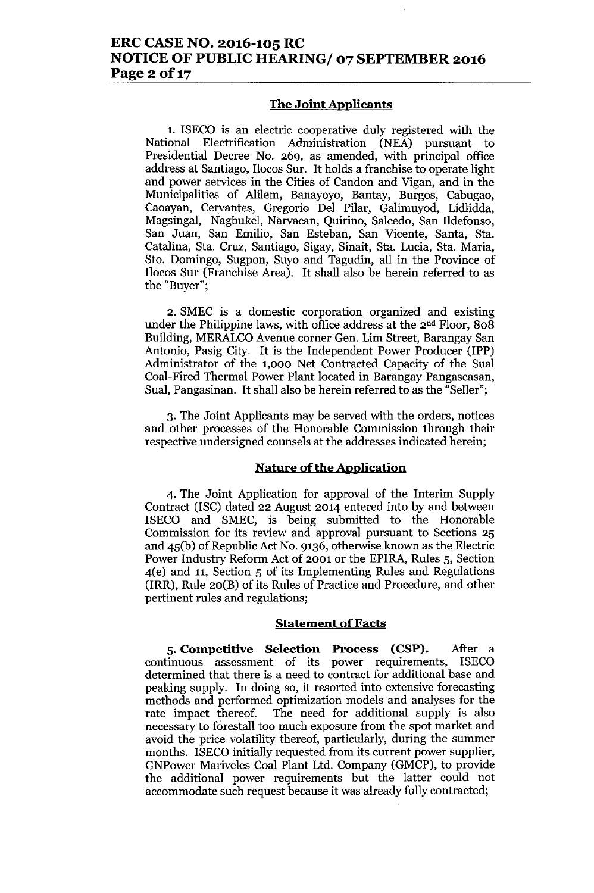## The Joint Applicants

1. ISECO is an electric cooperative duly registered with the National Electrification Administration (NEA) pursuant to Presidential Decree No. 269, as amended, with principal office address at Santiago, Ilocos Sur. It holds a franchise to operate light and power services in the Cities of Candon and Vigan, and in the Municipalities of Alilem, Banayoyo, Bantay, Burgos, Cabugao, Caoayan, Cervantes, Gregorio Del Pilar, Galimuyod, Lidlidda, Magsingal, Nagbukel, Narvacan, Quirino, Salcedo, San Ildefonso, San Juan, San Emilio, San Esteban, San Vicente, Santa, Sta. Catalina, Sta. Cruz, Santiago, Sigay, Sinait, Sta. Lucia, Sta. Maria, Sto. Domingo, Sugpon, Suyo and Tagudin, all in the Province of Ilocos Sur (Franchise Area). It shall also be herein referred to as the "Buyer";

2. SMEC is a domestic corporation organized and existing under the Philippine laws, with office address at the 2nd Floor, 808 Building, MERALCO Avenue corner Gen. Lim Street, Barangay San Antonio, Pasig City. It is the Independent Power Producer (IPP) Administrator of the 1,000 Net Contracted Capacity of the Sual Coal-Fired Thermal Power Plant located in Barangay Pangascasan, Sual, Pangasinan. It shall also be herein referred to as the "Seller";

3. The Joint Applicants may be served with the orders, notices and other processes of the Honorable Commission through their respective undersigned counsels at the addresses indicated herein;

## Nature of the Application

4. The Joint Application for approval of the Interim Supply Contract (ISC) dated 22 August 2014 entered into by and between ISECO and SMEC, is being submitted to the Honorable Commission for its review and approval pursuant to Sections 25 and 45(b) of Republic Act No. 9136, otherwise known as the Electric Power Industry Reform Act of 2001 or the EPIRA, Rules 5, Section 4(e) and 11, Section 5 of its Implementing Rules and Regulations (IRR), Rule 20(B) of its Rules of Practice and Procedure, and other pertinent rules and regulations;

## Statement of Facts

5. **Competitive Selection Process (CSP).** After a continuous assessment of its power requirements, ISECO determined that there is a need to contract for additional base and peaking supply. In doing so, it resorted into extensive forecasting methods and performed optimization models and analyses for the rate impact thereof. The need for additional supply is also necessary to forestall too much exposure from the spot market and avoid the price volatility thereof, particularly, during the summer months. ISECO initially requested from its current power supplier, GNPower Mariveles Coal Plant Ltd. Company (GMCP), to provide the additional power requirements but the latter could not accommodate such request because it was already fully contracted;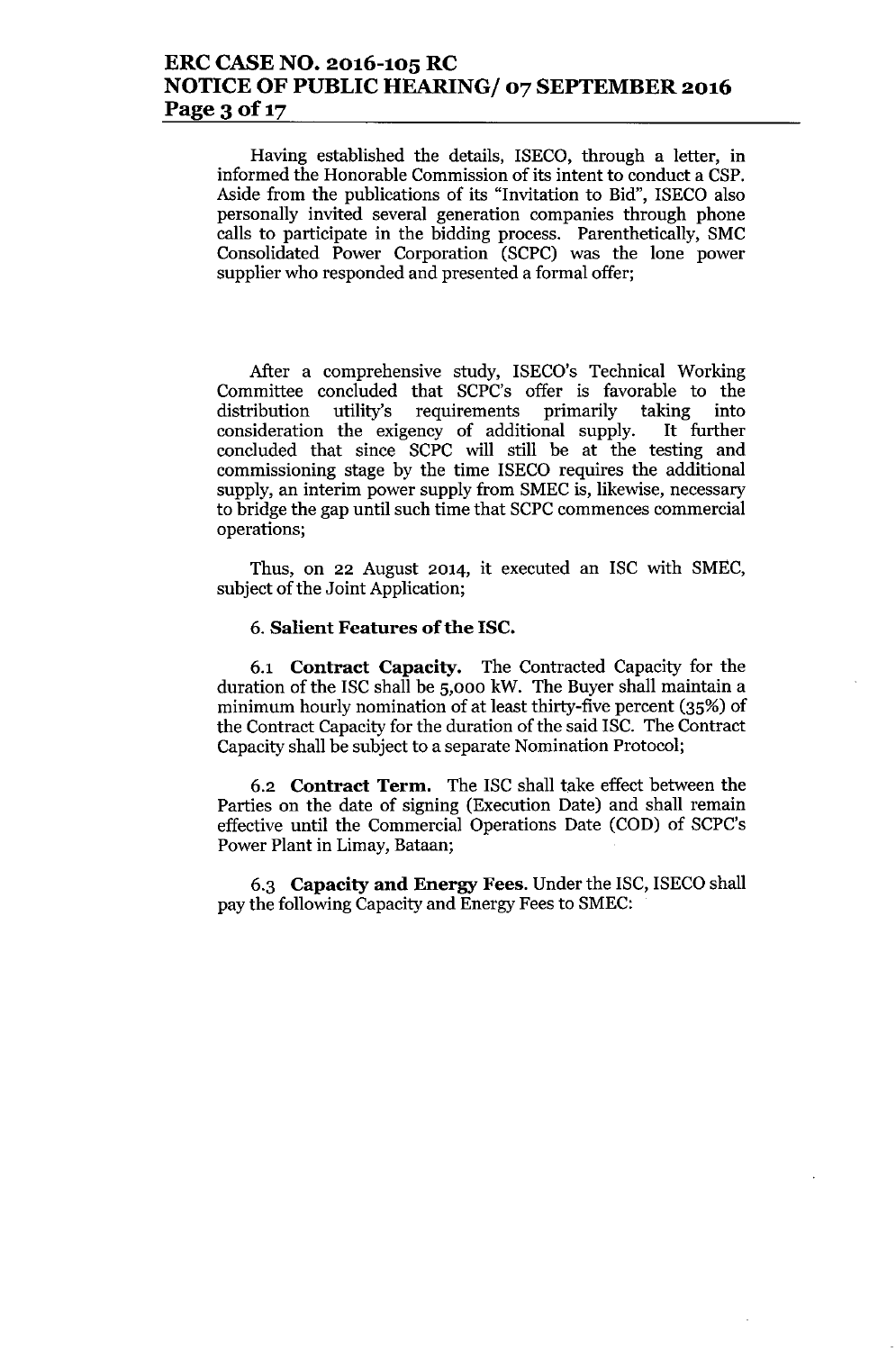Having established the details, ISECO, through a letter, in informed the Honorable Commission of its intent to conduct a CSP. Aside from the publications of its "Invitation to Bid", ISECO also personally invited several generation companies through phone calls to participate in the bidding process. Parenthetically, SMC Consolidated Power Corporation (SCPC) was the lone power supplier who responded and presented a formal offer;

After a comprehensive study, ISECO's Technical Working Committee concluded that SCPC's offer is favorable to the distribution utility's requirements primarily taking into consideration the exigency of additional supply. It further concluded that since SCPC will still be at the testing and commissioning stage by the time ISECO requires the additional supply, an interim power supply from SMEC is, likewise, necessary to bridge the gap until such time that SCPC commences commercial operations;

Thus, on 22 August 2014, it executed an ISC with SMEC, subject of the Joint Application;

6. **Salient Features of the ISC.**

6.1 **Contract Capacity.** The Contracted Capacity for the duration of the ISC shall be 5,000 kW. The Buyer shall maintain a minimum hourly nomination of at least thirty-five percent (35%) of the Contract Capacity for the duration of the said ISC. The Contract Capacity shall be subject to a separate Nomination Protocol;

6.2 **Contract Term.** The ISC shall take effect between the Parties on the date of signing (Execution Date) and shall remain effective until the Commercial Operations Date (COD) of SCPC's Power Plant in Limay, Bataan;

6.3 **Capacity and Energy Fees.** Under the ISC, ISECO shall pay the following Capacity and Energy Fees to SMEC: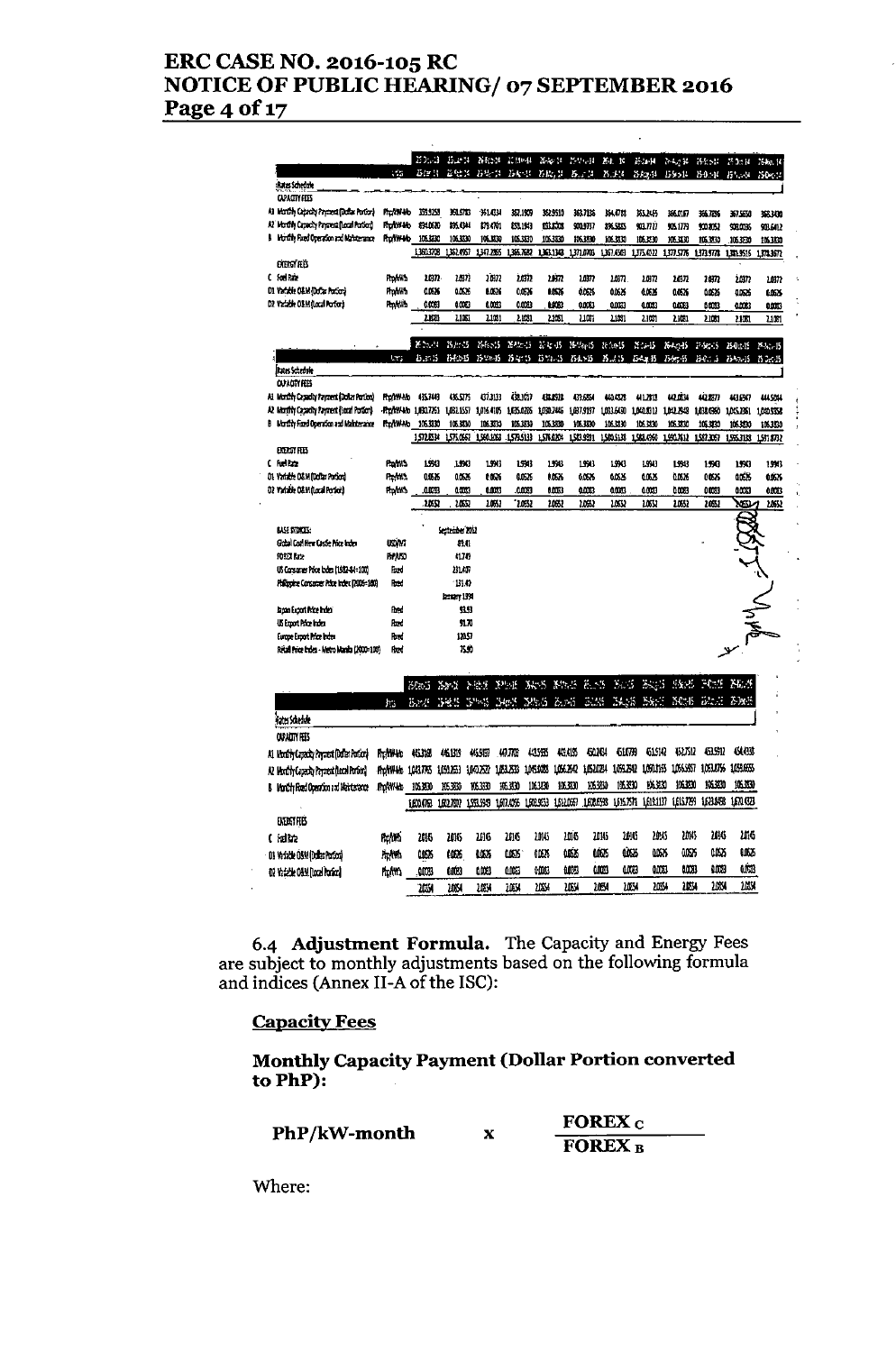| | Unit | | | | | | | | | | | | |
|---|---|---|---|---|---|---|---|---|---|---|---|---|---|
| **Rates Schedule** | | | | | | | | | | | | | |
| **CAPACITY FEES** | | | | | | | | | | | | | |
| A1 Monthly Capacity Payment (Dollar Portion) | PhP/kW-Mo | 359.5258 | 361.6783 | 361.4334 | 362.1909 | 362.9510 | 363.7126 | 364.4781 | 365.2445 | 366.0167 | 366.7896 | 367.5650 | 368.3400 |
| A2 Monthly Capacity Payment (Local Portion) | PhP/kW-Mo | 894.0680 | 895.4344 | 879.4701 | 898.1943 | 893.8008 | 900.9717 | 896.5835 | 903.7717 | 905.1779 | 900.8052 | 900.0036 | 903.6412 |
| B Monthly Fixed Operation and Maintenance | PhP/kW-Mo | 106.3830 | 106.3830 | 106.3830 | 106.3830 | 106.3830 | 106.3830 | 106.3830 | 106.3830 | 106.3830 | 106.3830 | 106.3830 | 106.3830 |
| | | 1,360.3728 | 1,362.4957 | 1,347.2865 | 1,366.7682 | 1,363.1348 | 1,371.0705 | 1,367.4583 | 1,375.4022 | 1,377.5776 | 1,373.9778 | 1,373.9515 | 1,378.3672 |
| **ENERGY FEES** | | | | | | | | | | | | | |
| C Fuel Rate | PhP/kWh | 2.0372 | 2.0372 | 2.0372 | 2.0372 | 2.0372 | 2.0372 | 2.0372 | 2.0372 | 2.0372 | 2.0372 | 2.0372 | 2.0372 |
| D1 Variable O&M (Dollar Portion) | PhP/kWh | 0.0626 | 0.0626 | 0.0626 | 0.0626 | 0.0626 | 0.0626 | 0.0626 | 0.0626 | 0.0626 | 0.0626 | 0.0626 | 0.0626 |
| D2 Variable O&M (Local Portion) | PhP/kWh | 0.0083 | 0.0083 | 0.0083 | 0.0083 | 0.0083 | 0.0083 | 0.0083 | 0.0083 | 0.0083 | 0.0083 | 0.0083 | 0.0083 |
| | | 2.1081 | 2.1081 | 2.1081 | 2.1081 | 2.1081 | 2.1081 | 2.1081 | 2.1081 | 2.1081 | 2.1081 | 2.1081 | 2.1081 |

| | Unit | | | | | | | | | | | | |
|---|---|---|---|---|---|---|---|---|---|---|---|---|---|
| **Rates Schedule** | | | | | | | | | | | | | |
| **CAPACITY FEES** | | | | | | | | | | | | | |
| A1 Monthly Capacity Payment (Dollar Portion) | PhP/kW-Mo | 435.7449 | 436.5275 | 437.3133 | 438.1017 | 438.8928 | 439.6854 | 440.4829 | 441.2813 | 442.0834 | 442.8877 | 443.6947 | 444.5054 |
| A2 Monthly Capacity Payment (Local Portion) | PhP/kW-Mo | 1,030.7261 | 1,031.5557 | 1,016.4105 | 1,035.0285 | 1,038.2446 | 1,037.9197 | 1,033.6430 | 1,042.8013 | 1,042.3648 | 1,038.6980 | 1,045.2061 | 1,040.9358 |
| B Monthly Fixed Operation and Maintenance | PhP/kW-Mo | 106.3830 | 106.3830 | 106.3830 | 106.3830 | 106.3830 | 106.3830 | 106.3830 | 106.3830 | 106.3830 | 106.3830 | 106.3830 | 106.3830 |
| | | 1,572.8534 | 1,575.0662 | 1,560.1068 | 1,579.5133 | 1,578.6204 | 1,583.9881 | 1,580.5139 | 1,583.4960 | 1,590.7612 | 1,587.3057 | 1,595.2133 | 1,591.8732 |
| **ENERGY FEES** | | | | | | | | | | | | | |
| C Fuel Rate | PhP/kWh | 1.9943 | 1.9943 | 1.9943 | 1.9943 | 1.9943 | 1.9943 | 1.9943 | 1.9943 | 1.9943 | 1.9943 | 1.9943 | 1.9943 |
| D1 Variable O&M (Dollar Portion) | PhP/kWh | 0.0626 | 0.0626 | 0.0626 | 0.0626 | 0.0626 | 0.0626 | 0.0626 | 0.0626 | 0.0626 | 0.0626 | 0.0626 | 0.0626 |
| D2 Variable O&M (Local Portion) | PhP/kWh | 0.0083 | 0.0083 | 0.0083 | 0.0083 | 0.0083 | 0.0083 | 0.0083 | 0.0083 | 0.0083 | 0.0083 | 0.0083 | 0.0083 |
| | | 2.0652 | 2.0652 | 2.0652 | 2.0652 | 2.0652 | 2.0652 | 2.0652 | 2.0652 | 2.0652 | 2.0652 | 2.0652 | 2.0652 |

| BASE INDICES: | | |
|---|---|---|
| | | September 2012 |
| Global Coal New Castle Price Index | USD/MT | 89.41 |
| FOREX Rate | PhP/USD | 41.749 |
| US Consumer Price Index (1982-84=100) | Fixed | 231.407 |
| Philippine Consumer Price Index (2006=100) | Fixed | 131.40 |
| | | January 1994 |
| Japan Export Price Index | Fixed | 93.93 |
| US Export Price Index | Fixed | 91.70 |
| Europe Export Price Index | Fixed | 100.57 |
| Retail Price Index - Metro Manila (2000=100) | Fixed | 75.80 |

| | Unit | | | | | | | | | | | | |
|---|---|---|---|---|---|---|---|---|---|---|---|---|---|
| **Rates Schedule** | | | | | | | | | | | | | |
| **CAPACITY FEES** | | | | | | | | | | | | | |
| A1 Monthly Capacity Payment (Dollar Portion) | PhP/kW-Mo | 453.2168 | 446.1319 | 446.5937 | 447.7702 | 443.5935 | 443.4135 | 450.2404 | 451.0799 | 451.9142 | 452.7512 | 453.5912 | 454.4338 |
| A2 Monthly Capacity Payment (Local Portion) | PhP/kW-Mo | 1,043.7765 | 1,050.2653 | 1,040.2522 | 1,053.2533 | 1,045.0088 | 1,056.2642 | 1,052.0234 | 1,055.2842 | 1,060.1165 | 1,056.5657 | 1,063.0756 | 1,059.6655 |
| B Monthly Fixed Operation and Maintenance | PhP/kW-Mo | 106.3830 | 106.3830 | 106.3830 | 106.3830 | 106.3830 | 106.3830 | 106.3830 | 106.3830 | 106.3830 | 106.3830 | 106.3830 | 106.3830 |
| | | 1,603.0763 | 1,602.7802 | 1,593.2549 | 1,607.4056 | 1,594.9853 | 1,612.0557 | 1,608.6598 | 1,615.7571 | 1,619.1137 | 1,615.7099 | 1,623.0458 | 1,620.4823 |
| **ENERGY FEES** | | | | | | | | | | | | | |
| C Fuel Rate | PhP/kWh | 2.0145 | 2.0145 | 2.0145 | 2.0145 | 2.0145 | 2.0145 | 2.0145 | 2.0145 | 2.0145 | 2.0145 | 2.0145 | 2.0145 |
| D1 Variable O&M (Dollar Portion) | PhP/kWh | 0.0626 | 0.0626 | 0.0626 | 0.0626 | 0.0626 | 0.0626 | 0.0626 | 0.0626 | 0.0626 | 0.0626 | 0.0626 | 0.0626 |
| D2 Variable O&M (Local Portion) | PhP/kWh | 0.0083 | 0.0083 | 0.0083 | 0.0083 | 0.0083 | 0.0083 | 0.0083 | 0.0083 | 0.0083 | 0.0083 | 0.0083 | 0.0083 |
| | | 2.0854 | 2.0854 | 2.0854 | 2.0854 | 2.0854 | 2.0854 | 2.0854 | 2.0854 | 2.0854 | 2.0854 | 2.0854 | 2.0854 |

6.4 **Adjustment Formula.** The Capacity and Energy Fees are subject to monthly adjustments based on the following formula and indices (Annex II-A of the ISC):

**Capacity Fees**

**Monthly Capacity Payment (Dollar Portion converted to PhP):**

$$\textbf{PhP/kW-month} \quad \times \quad \frac{\textbf{FOREX}_{C}}{\textbf{FOREX}_{B}}$$

Where: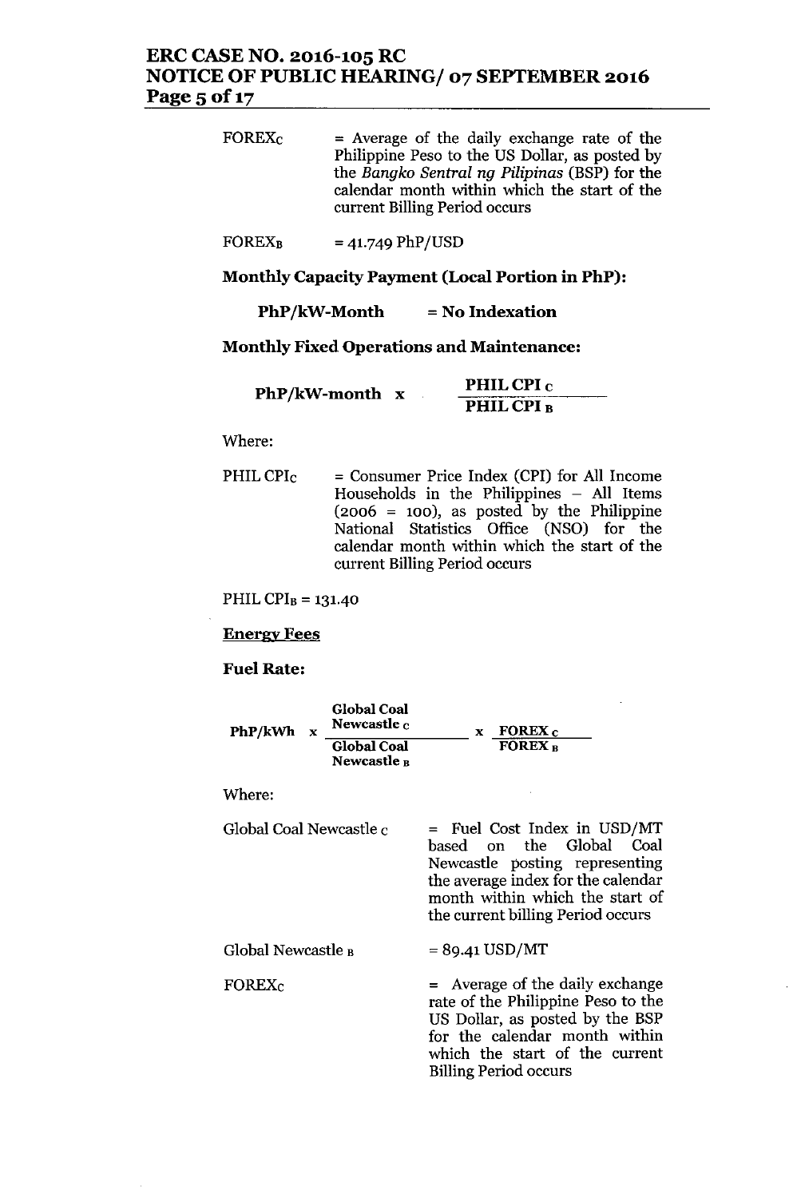$FOREX_C$ = Average of the daily exchange rate of the Philippine Peso to the US Dollar, as posted by the *Bangko Sentral ng Pilipinas* (BSP) for the calendar month within which the start of the current Billing Period occurs

$FOREX_B$ = 41.749 PhP/USD

**Monthly Capacity Payment (Local Portion in PhP):**

**PhP/kW-Month = No Indexation**

**Monthly Fixed Operations and Maintenance:**

$$\textbf{PhP/kW-month} \times \frac{\textbf{PHIL CPI}_C}{\textbf{PHIL CPI}_B}$$

Where:

$PHIL\ CPI_C$ = Consumer Price Index (CPI) for All Income Households in the Philippines – All Items (2006 = 100), as posted by the Philippine National Statistics Office (NSO) for the calendar month within which the start of the current Billing Period occurs

$PHIL\ CPI_B$ = 131.40

**Energy Fees**

**Fuel Rate:**

$$\textbf{PhP/kWh} \times \frac{\textbf{Global Coal Newcastle}_C}{\textbf{Global Coal Newcastle}_B} \times \frac{\textbf{FOREX}_C}{\textbf{FOREX}_B}$$

Where:

$Global\ Coal\ Newcastle_C$ = Fuel Cost Index in USD/MT based on the Global Coal Newcastle posting representing the average index for the calendar month within which the start of the current billing Period occurs

$Global\ Newcastle_B$ = 89.41 USD/MT

$FOREX_C$ = Average of the daily exchange rate of the Philippine Peso to the US Dollar, as posted by the BSP for the calendar month within which the start of the current Billing Period occurs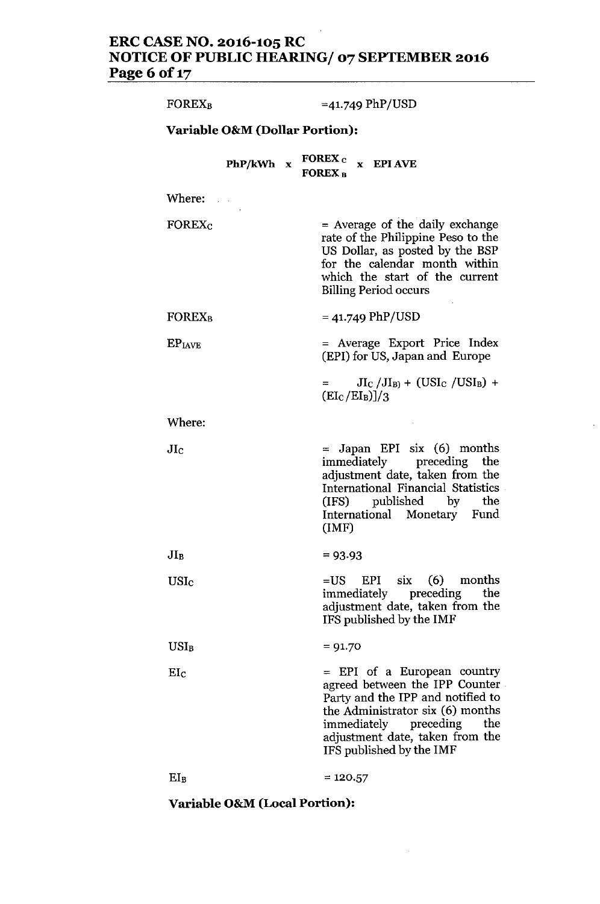$FOREX_B$ =41.749 PhP/USD

**Variable O&M (Dollar Portion):**

$$\text{PhP/kWh} \times \frac{\text{FOREX}_C}{\text{FOREX}_B} \times \text{EPI AVE}$$

Where:

$FOREX_C$ = Average of the daily exchange rate of the Philippine Peso to the US Dollar, as posted by the BSP for the calendar month within which the start of the current Billing Period occurs

$FOREX_B$ = 41.749 PhP/USD

$EP_{IAVE}$ = Average Export Price Index (EPI) for US, Japan and Europe

= $JI_C / JI_{B)} + (USI_C / USI_B) + (EI_C / EI_B)]/3$

Where:

$JI_C$ = Japan EPI six (6) months immediately preceding the adjustment date, taken from the International Financial Statistics (IFS) published by the International Monetary Fund (IMF)

$JI_B$ = 93.93

$USI_C$ =US EPI six (6) months immediately preceding the adjustment date, taken from the IFS published by the IMF

$USI_B$ = 91.70

$EI_C$ = EPI of a European country agreed between the IPP Counter Party and the IPP and notified to the Administrator six (6) months immediately preceding the adjustment date, taken from the IFS published by the IMF

$EI_B$ = 120.57

**Variable O&M (Local Portion):**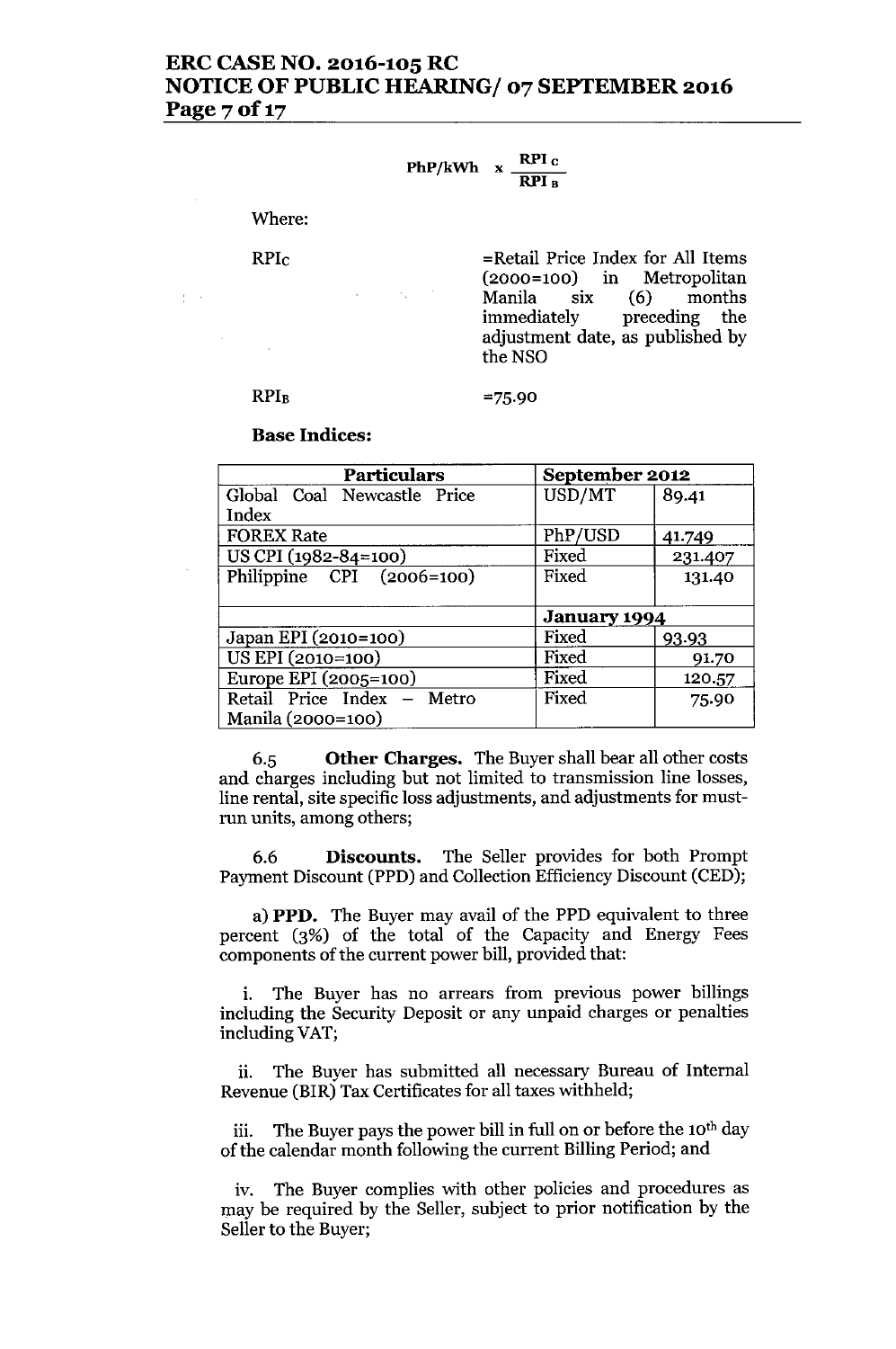$$PhP/kWh \times \frac{RPI_C}{RPI_B}$$

Where:

$RPI_C$ = Retail Price Index for All Items (2000=100) in Metropolitan Manila six (6) months immediately preceding the adjustment date, as published by the NSO

$RPI_B$ = 75.90

**Base Indices:**

| Particulars | September 2012 | |
|---|---|---|
| Global Coal Newcastle Price Index | USD/MT | 89.41 |
| FOREX Rate | PhP/USD | 41.749 |
| US CPI (1982-84=100) | Fixed | 231.407 |
| Philippine CPI (2006=100) | Fixed | 131.40 |
| | **January 1994** | |
| Japan EPI (2010=100) | Fixed | 93.93 |
| US EPI (2010=100) | Fixed | 91.70 |
| Europe EPI (2005=100) | Fixed | 120.57 |
| Retail Price Index – Metro Manila (2000=100) | Fixed | 75.90 |

6.5 **Other Charges.** The Buyer shall bear all other costs and charges including but not limited to transmission line losses, line rental, site specific loss adjustments, and adjustments for must-run units, among others;

6.6 **Discounts.** The Seller provides for both Prompt Payment Discount (PPD) and Collection Efficiency Discount (CED);

a) **PPD.** The Buyer may avail of the PPD equivalent to three percent (3%) of the total of the Capacity and Energy Fees components of the current power bill, provided that:

i. The Buyer has no arrears from previous power billings including the Security Deposit or any unpaid charges or penalties including VAT;

ii. The Buyer has submitted all necessary Bureau of Internal Revenue (BIR) Tax Certificates for all taxes withheld;

iii. The Buyer pays the power bill in full on or before the 10th day of the calendar month following the current Billing Period; and

iv. The Buyer complies with other policies and procedures as may be required by the Seller, subject to prior notification by the Seller to the Buyer;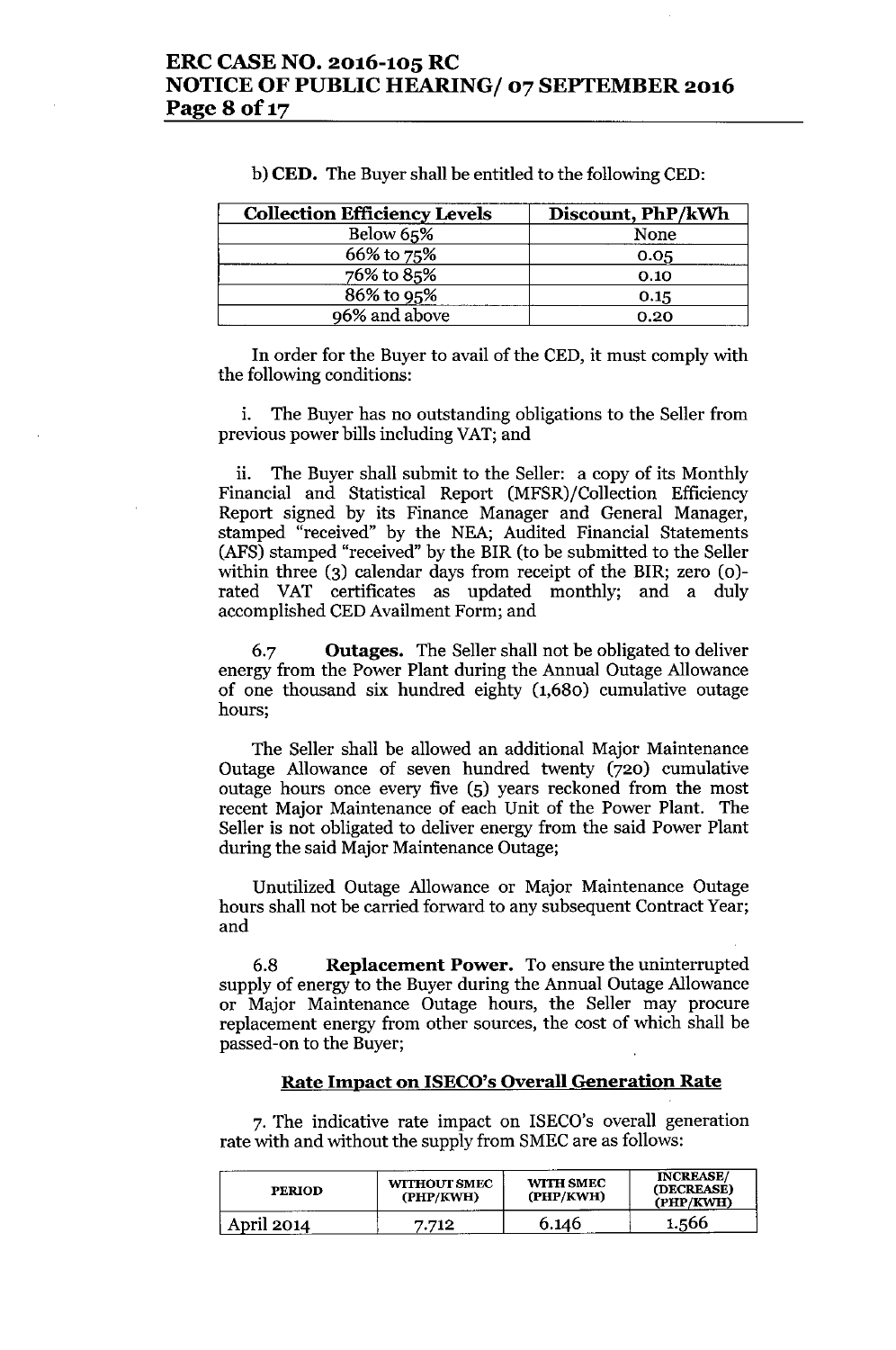b) **CED.** The Buyer shall be entitled to the following CED:

| Collection Efficiency Levels | Discount, PhP/kWh |
|---|---|
| Below 65% | None |
| 66% to 75% | 0.05 |
| 76% to 85% | 0.10 |
| 86% to 95% | 0.15 |
| 96% and above | 0.20 |

In order for the Buyer to avail of the CED, it must comply with the following conditions:

i. The Buyer has no outstanding obligations to the Seller from previous power bills including VAT; and

ii. The Buyer shall submit to the Seller: a copy of its Monthly Financial and Statistical Report (MFSR)/Collection Efficiency Report signed by its Finance Manager and General Manager, stamped "received" by the NEA; Audited Financial Statements (AFS) stamped "received" by the BIR (to be submitted to the Seller within three (3) calendar days from receipt of the BIR; zero (0)-rated VAT certificates as updated monthly; and a duly accomplished CED Availment Form; and

6.7 **Outages.** The Seller shall not be obligated to deliver energy from the Power Plant during the Annual Outage Allowance of one thousand six hundred eighty (1,680) cumulative outage hours;

The Seller shall be allowed an additional Major Maintenance Outage Allowance of seven hundred twenty (720) cumulative outage hours once every five (5) years reckoned from the most recent Major Maintenance of each Unit of the Power Plant. The Seller is not obligated to deliver energy from the said Power Plant during the said Major Maintenance Outage;

Unutilized Outage Allowance or Major Maintenance Outage hours shall not be carried forward to any subsequent Contract Year; and

6.8 **Replacement Power.** To ensure the uninterrupted supply of energy to the Buyer during the Annual Outage Allowance or Major Maintenance Outage hours, the Seller may procure replacement energy from other sources, the cost of which shall be passed-on to the Buyer;

## Rate Impact on ISECO's Overall Generation Rate

7. The indicative rate impact on ISECO's overall generation rate with and without the supply from SMEC are as follows:

| PERIOD | WITHOUT SMEC (PHP/KWH) | WITH SMEC (PHP/KWH) | INCREASE/ (DECREASE) (PHP/KWH) |
|---|---|---|---|
| April 2014 | 7.712 | 6.146 | 1.566 |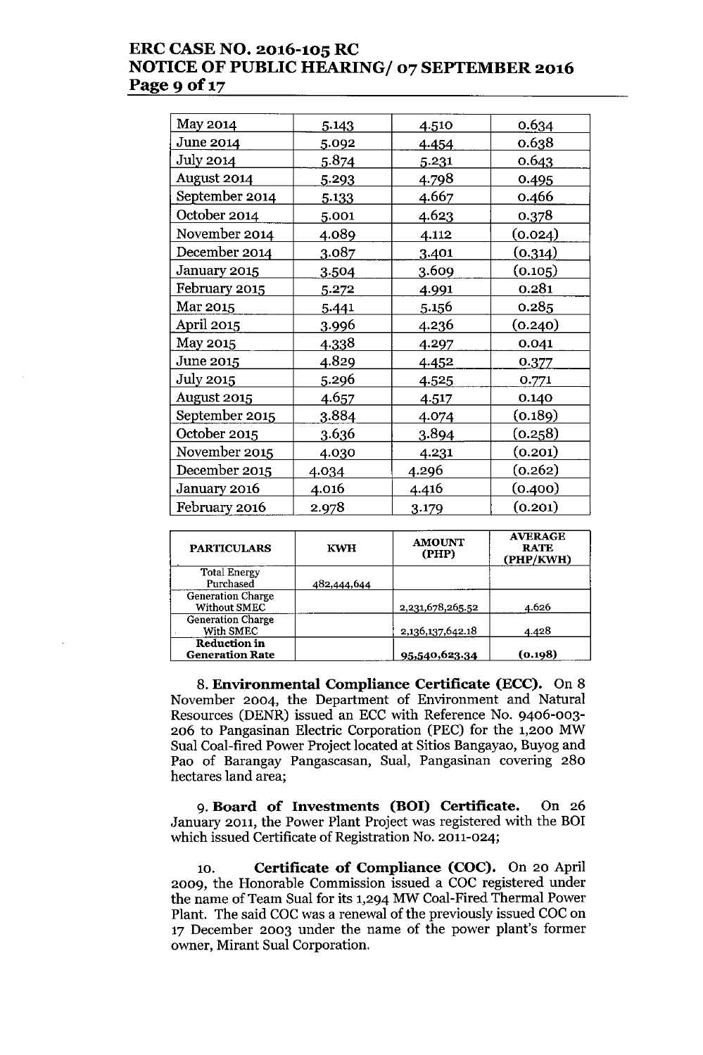| | | | |
|---|---|---|---|
| May 2014 | 5.143 | 4.510 | 0.634 |
| June 2014 | 5.092 | 4.454 | 0.638 |
| July 2014 | 5.874 | 5.231 | 0.643 |
| August 2014 | 5.293 | 4.798 | 0.495 |
| September 2014 | 5.133 | 4.667 | 0.466 |
| October 2014 | 5.001 | 4.623 | 0.378 |
| November 2014 | 4.089 | 4.112 | (0.024) |
| December 2014 | 3.087 | 3.401 | (0.314) |
| January 2015 | 3.504 | 3.609 | (0.105) |
| February 2015 | 5.272 | 4.991 | 0.281 |
| Mar 2015 | 5.441 | 5.156 | 0.285 |
| April 2015 | 3.996 | 4.236 | (0.240) |
| May 2015 | 4.338 | 4.297 | 0.041 |
| June 2015 | 4.829 | 4.452 | 0.377 |
| July 2015 | 5.296 | 4.525 | 0.771 |
| August 2015 | 4.657 | 4.517 | 0.140 |
| September 2015 | 3.884 | 4.074 | (0.189) |
| October 2015 | 3.636 | 3.894 | (0.258) |
| November 2015 | 4.030 | 4.231 | (0.201) |
| December 2015 | 4.034 | 4.296 | (0.262) |
| January 2016 | 4.016 | 4.416 | (0.400) |
| February 2016 | 2.978 | 3.179 | (0.201) |

| PARTICULARS | KWH | AMOUNT (PHP) | AVERAGE RATE (PHP/KWH) |
|---|---|---|---|
| Total Energy Purchased | 482,444,644 | | |
| Generation Charge Without SMEC | | 2,231,678,265.52 | 4.626 |
| Generation Charge With SMEC | | 2,136,137,642.18 | 4.428 |
| **Reduction in Generation Rate** | | 95,540,623.34 | **(0.198)** |

8. **Environmental Compliance Certificate (ECC).** On 8 November 2004, the Department of Environment and Natural Resources (DENR) issued an ECC with Reference No. 9406-003-206 to Pangasinan Electric Corporation (PEC) for the 1,200 MW Sual Coal-fired Power Project located at Sitios Bangayao, Buyog and Pao of Barangay Pangascasan, Sual, Pangasinan covering 280 hectares land area;

9. **Board of Investments (BOI) Certificate.** On 26 January 2011, the Power Plant Project was registered with the BOI which issued Certificate of Registration No. 2011-024;

10. **Certificate of Compliance (COC).** On 20 April 2009, the Honorable Commission issued a COC registered under the name of Team Sual for its 1,294 MW Coal-Fired Thermal Power Plant. The said COC was a renewal of the previously issued COC on 17 December 2003 under the name of the power plant's former owner, Mirant Sual Corporation.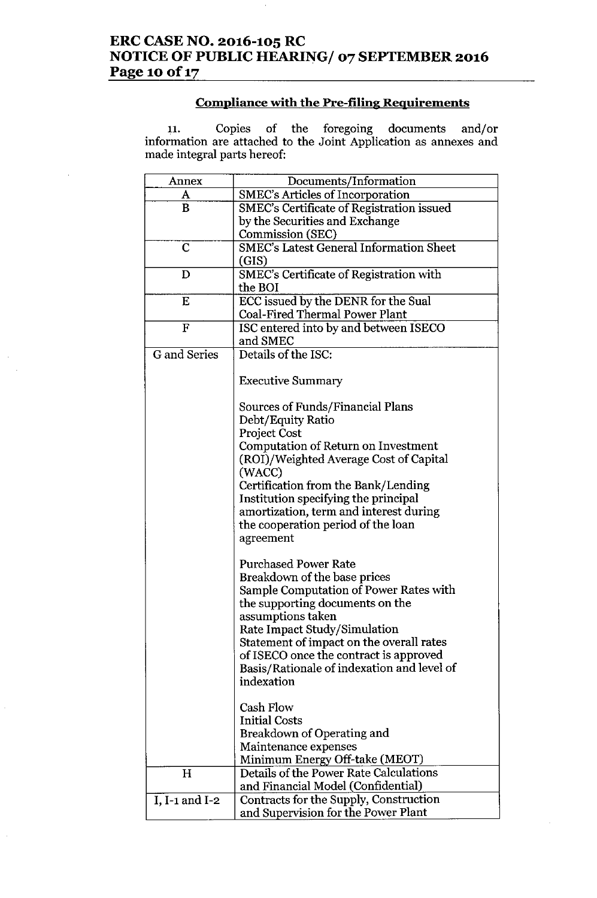## Compliance with the Pre-filing Requirements

11. Copies of the foregoing documents and/or information are attached to the Joint Application as annexes and made integral parts hereof:

| Annex | Documents/Information |
|---|---|
| A | SMEC's Articles of Incorporation |
| B | SMEC's Certificate of Registration issued by the Securities and Exchange Commission (SEC) |
| C | SMEC's Latest General Information Sheet (GIS) |
| D | SMEC's Certificate of Registration with the BOI |
| E | ECC issued by the DENR for the Sual Coal-Fired Thermal Power Plant |
| F | ISC entered into by and between ISECO and SMEC |
| G and Series | Details of the ISC:<br><br>Executive Summary<br><br>Sources of Funds/Financial Plans<br>Debt/Equity Ratio<br>Project Cost<br>Computation of Return on Investment (ROI)/Weighted Average Cost of Capital (WACC)<br>Certification from the Bank/Lending Institution specifying the principal amortization, term and interest during the cooperation period of the loan agreement<br><br>Purchased Power Rate<br>Breakdown of the base prices<br>Sample Computation of Power Rates with the supporting documents on the assumptions taken<br>Rate Impact Study/Simulation<br>Statement of impact on the overall rates of ISECO once the contract is approved<br>Basis/Rationale of indexation and level of indexation<br><br>Cash Flow<br>Initial Costs<br>Breakdown of Operating and Maintenance expenses<br>Minimum Energy Off-take (MEOT) |
| H | Details of the Power Rate Calculations and Financial Model (Confidential) |
| I, I-1 and I-2 | Contracts for the Supply, Construction and Supervision for the Power Plant |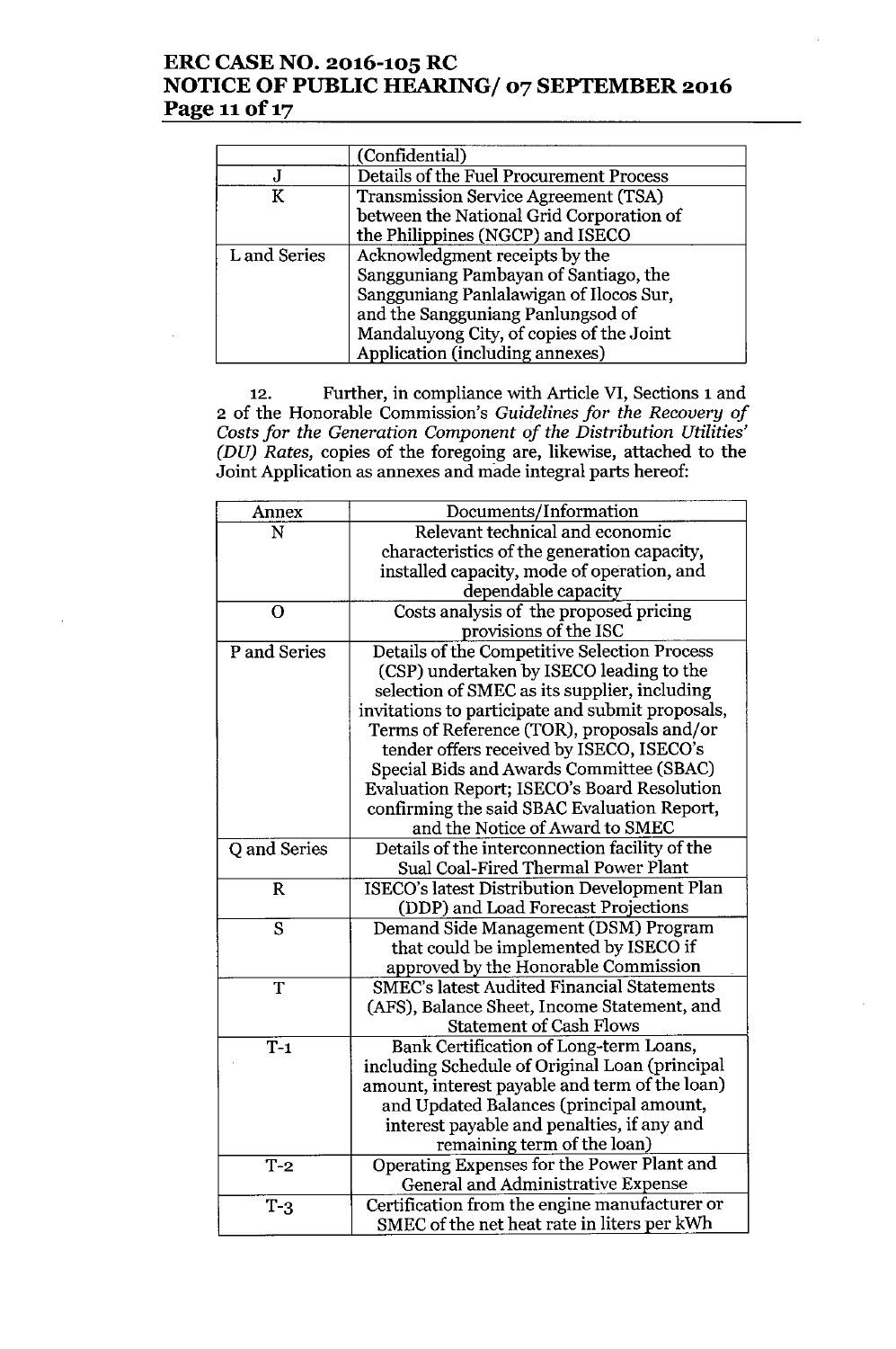| | (Confidential) |
|---|---|
| J | Details of the Fuel Procurement Process |
| K | Transmission Service Agreement (TSA) between the National Grid Corporation of the Philippines (NGCP) and ISECO |
| L and Series | Acknowledgment receipts by the Sangguniang Pambayan of Santiago, the Sangguniang Panlalawigan of Ilocos Sur, and the Sangguniang Panlungsod of Mandaluyong City, of copies of the Joint Application (including annexes) |

12. Further, in compliance with Article VI, Sections 1 and 2 of the Honorable Commission's *Guidelines for the Recovery of Costs for the Generation Component of the Distribution Utilities' (DU) Rates,* copies of the foregoing are, likewise, attached to the Joint Application as annexes and made integral parts hereof:

| Annex | Documents/Information |
|---|---|
| N | Relevant technical and economic characteristics of the generation capacity, installed capacity, mode of operation, and dependable capacity |
| O | Costs analysis of the proposed pricing provisions of the ISC |
| P and Series | Details of the Competitive Selection Process (CSP) undertaken by ISECO leading to the selection of SMEC as its supplier, including invitations to participate and submit proposals, Terms of Reference (TOR), proposals and/or tender offers received by ISECO, ISECO's Special Bids and Awards Committee (SBAC) Evaluation Report; ISECO's Board Resolution confirming the said SBAC Evaluation Report, and the Notice of Award to SMEC |
| Q and Series | Details of the interconnection facility of the Sual Coal-Fired Thermal Power Plant |
| R | ISECO's latest Distribution Development Plan (DDP) and Load Forecast Projections |
| S | Demand Side Management (DSM) Program that could be implemented by ISECO if approved by the Honorable Commission |
| T | SMEC's latest Audited Financial Statements (AFS), Balance Sheet, Income Statement, and Statement of Cash Flows |
| T-1 | Bank Certification of Long-term Loans, including Schedule of Original Loan (principal amount, interest payable and term of the loan) and Updated Balances (principal amount, interest payable and penalties, if any and remaining term of the loan) |
| T-2 | Operating Expenses for the Power Plant and General and Administrative Expense |
| T-3 | Certification from the engine manufacturer or SMEC of the net heat rate in liters per kWh |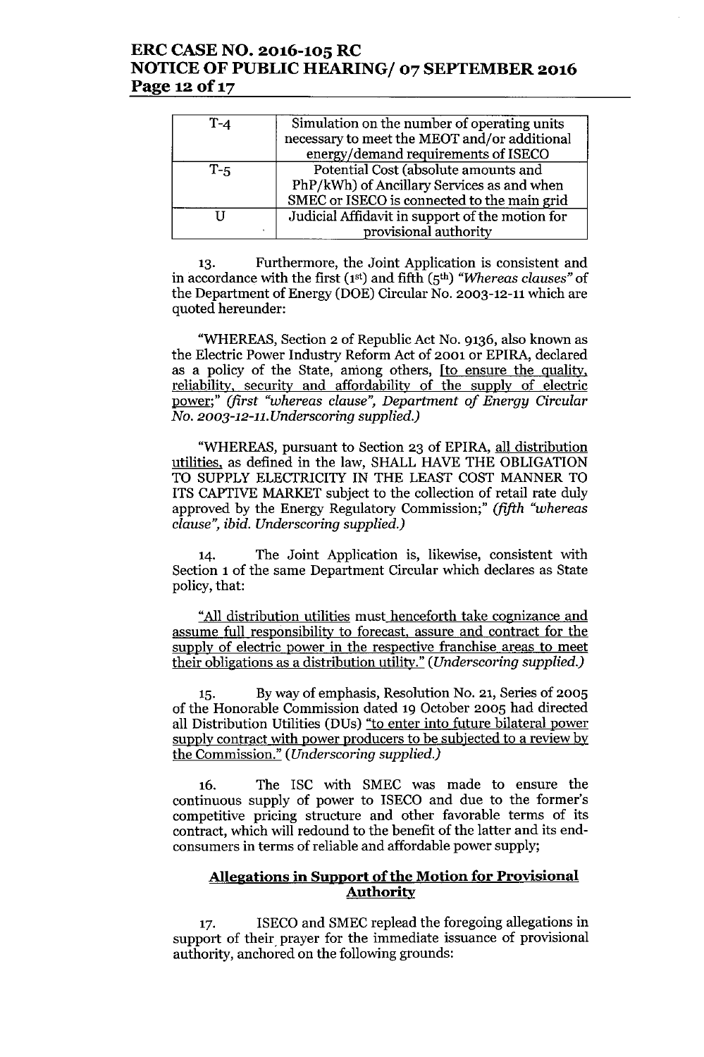| T-4 | Simulation on the number of operating units necessary to meet the MEOT and/or additional energy/demand requirements of ISECO |
|---|---|
| T-5 | Potential Cost (absolute amounts and PhP/kWh) of Ancillary Services as and when SMEC or ISECO is connected to the main grid |
| U | Judicial Affidavit in support of the motion for provisional authority |

13. Furthermore, the Joint Application is consistent and in accordance with the first (1st) and fifth (5th) *"Whereas clauses"* of the Department of Energy (DOE) Circular No. 2003-12-11 which are quoted hereunder:

"WHEREAS, Section 2 of Republic Act No. 9136, also known as the Electric Power Industry Reform Act of 2001 or EPIRA, declared as a policy of the State, among others, [to ensure the quality, reliability, security and affordability of the supply of electric power;" *(first "whereas clause", Department of Energy Circular No. 2003-12-11. Underscoring supplied.)*

"WHEREAS, pursuant to Section 23 of EPIRA, all distribution utilities, as defined in the law, SHALL HAVE THE OBLIGATION TO SUPPLY ELECTRICITY IN THE LEAST COST MANNER TO ITS CAPTIVE MARKET subject to the collection of retail rate duly approved by the Energy Regulatory Commission;" *(fifth "whereas clause", ibid. Underscoring supplied.)*

14. The Joint Application is, likewise, consistent with Section 1 of the same Department Circular which declares as State policy, that:

"All distribution utilities must henceforth take cognizance and assume full responsibility to forecast, assure and contract for the supply of electric power in the respective franchise areas to meet their obligations as a distribution utility." *(Underscoring supplied.)*

15. By way of emphasis, Resolution No. 21, Series of 2005 of the Honorable Commission dated 19 October 2005 had directed all Distribution Utilities (DUs) "to enter into future bilateral power supply contract with power producers to be subjected to a review by the Commission." *(Underscoring supplied.)*

16. The ISC with SMEC was made to ensure the continuous supply of power to ISECO and due to the former's competitive pricing structure and other favorable terms of its contract, which will redound to the benefit of the latter and its end-consumers in terms of reliable and affordable power supply;

## Allegations in Support of the Motion for Provisional Authority

17. ISECO and SMEC replead the foregoing allegations in support of their prayer for the immediate issuance of provisional authority, anchored on the following grounds: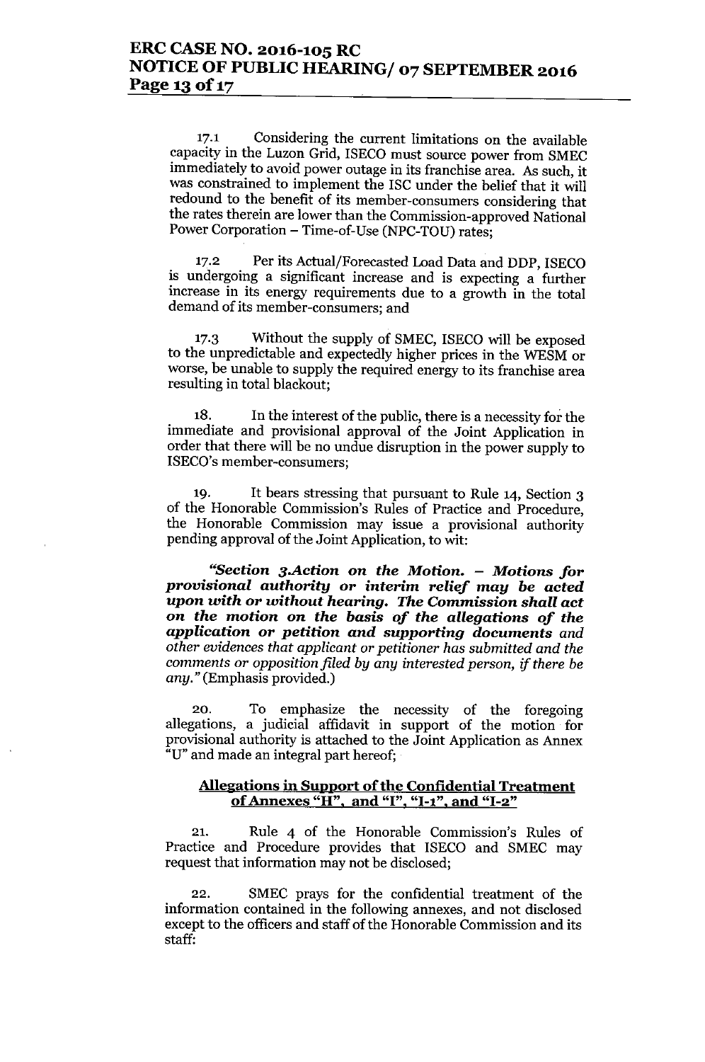17.1 Considering the current limitations on the available capacity in the Luzon Grid, ISECO must source power from SMEC immediately to avoid power outage in its franchise area. As such, it was constrained to implement the ISC under the belief that it will redound to the benefit of its member-consumers considering that the rates therein are lower than the Commission-approved National Power Corporation – Time-of-Use (NPC-TOU) rates;

17.2 Per its Actual/Forecasted Load Data and DDP, ISECO is undergoing a significant increase and is expecting a further increase in its energy requirements due to a growth in the total demand of its member-consumers; and

17.3 Without the supply of SMEC, ISECO will be exposed to the unpredictable and expectedly higher prices in the WESM or worse, be unable to supply the required energy to its franchise area resulting in total blackout;

18. In the interest of the public, there is a necessity for the immediate and provisional approval of the Joint Application in order that there will be no undue disruption in the power supply to ISECO's member-consumers;

19. It bears stressing that pursuant to Rule 14, Section 3 of the Honorable Commission's Rules of Practice and Procedure, the Honorable Commission may issue a provisional authority pending approval of the Joint Application, to wit:

> ***"Section 3.Action on the Motion. – Motions for provisional authority or interim relief may be acted upon with or without hearing. The Commission shall act on the motion on the basis of the allegations of the application or petition and supporting documents*** *and other evidences that applicant or petitioner has submitted and the comments or opposition filed by any interested person, if there be any."* (Emphasis provided.)

20. To emphasize the necessity of the foregoing allegations, a judicial affidavit in support of the motion for provisional authority is attached to the Joint Application as Annex "U" and made an integral part hereof;

**<u>Allegations in Support of the Confidential Treatment of Annexes "H", and "I", "I-1", and "I-2"</u>**

21. Rule 4 of the Honorable Commission's Rules of Practice and Procedure provides that ISECO and SMEC may request that information may not be disclosed;

22. SMEC prays for the confidential treatment of the information contained in the following annexes, and not disclosed except to the officers and staff of the Honorable Commission and its staff: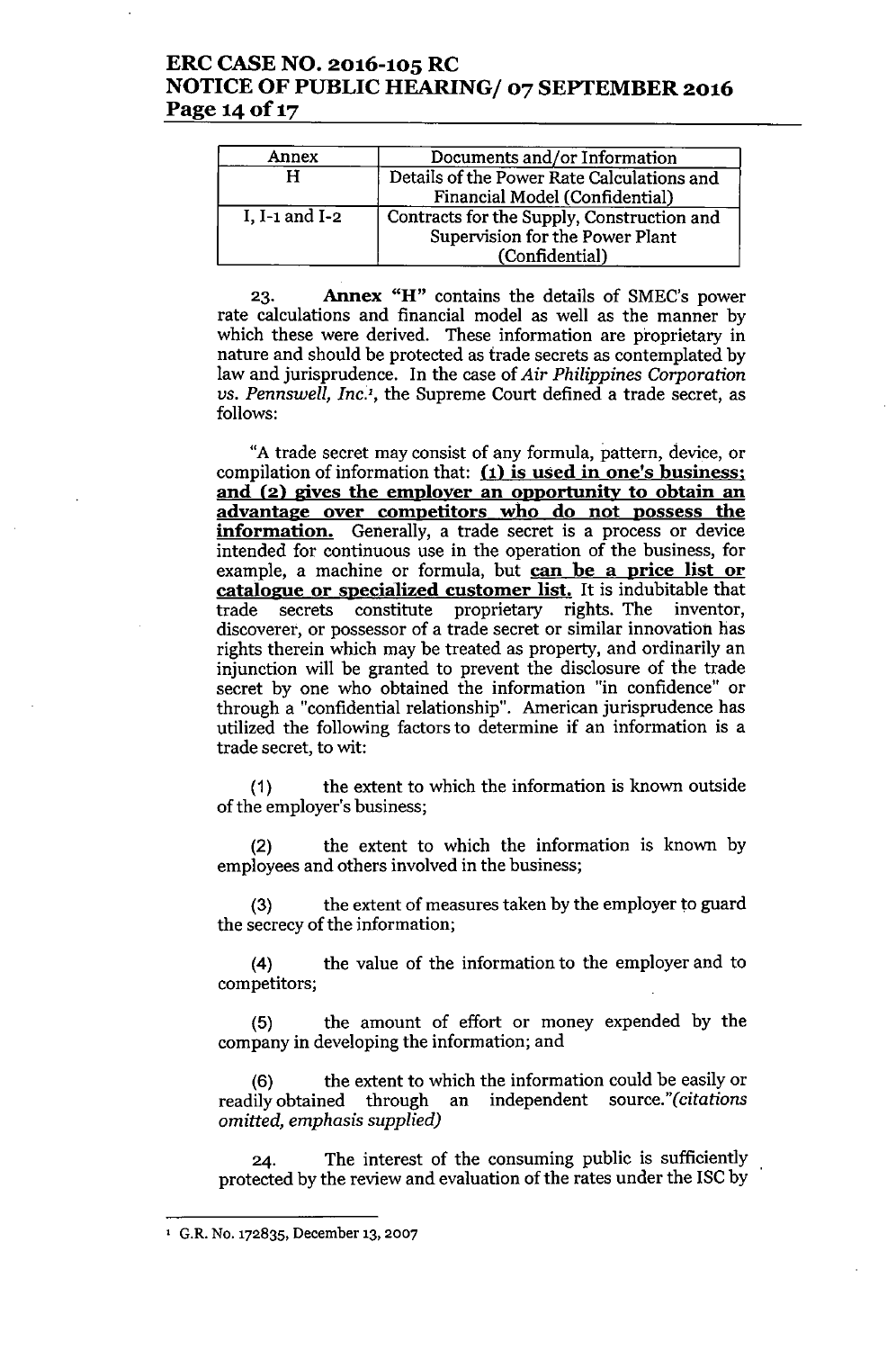| Annex | Documents and/or Information |
| --- | --- |
| H | Details of the Power Rate Calculations and Financial Model (Confidential) |
| I, I-1 and I-2 | Contracts for the Supply, Construction and Supervision for the Power Plant (Confidential) |

23. **Annex "H"** contains the details of SMEC's power rate calculations and financial model as well as the manner by which these were derived. These information are proprietary in nature and should be protected as trade secrets as contemplated by law and jurisprudence. In the case of *Air Philippines Corporation vs. Pennswell, Inc.*[1], the Supreme Court defined a trade secret, as follows:

"A trade secret may consist of any formula, pattern, device, or compilation of information that: **(1) is used in one's business; and (2) gives the employer an opportunity to obtain an advantage over competitors who do not possess the information.** Generally, a trade secret is a process or device intended for continuous use in the operation of the business, for example, a machine or formula, but **can be a price list or catalogue or specialized customer list.** It is indubitable that trade secrets constitute proprietary rights. The inventor, discoverer, or possessor of a trade secret or similar innovation has rights therein which may be treated as property, and ordinarily an injunction will be granted to prevent the disclosure of the trade secret by one who obtained the information "in confidence" or through a "confidential relationship". American jurisprudence has utilized the following factors to determine if an information is a trade secret, to wit:

(1) the extent to which the information is known outside of the employer's business;

(2) the extent to which the information is known by employees and others involved in the business;

(3) the extent of measures taken by the employer to guard the secrecy of the information;

(4) the value of the information to the employer and to competitors;

(5) the amount of effort or money expended by the company in developing the information; and

(6) the extent to which the information could be easily or readily obtained through an independent source."*(citations omitted, emphasis supplied)*

24. The interest of the consuming public is sufficiently protected by the review and evaluation of the rates under the ISC by

---

[1] G.R. No. 172835, December 13, 2007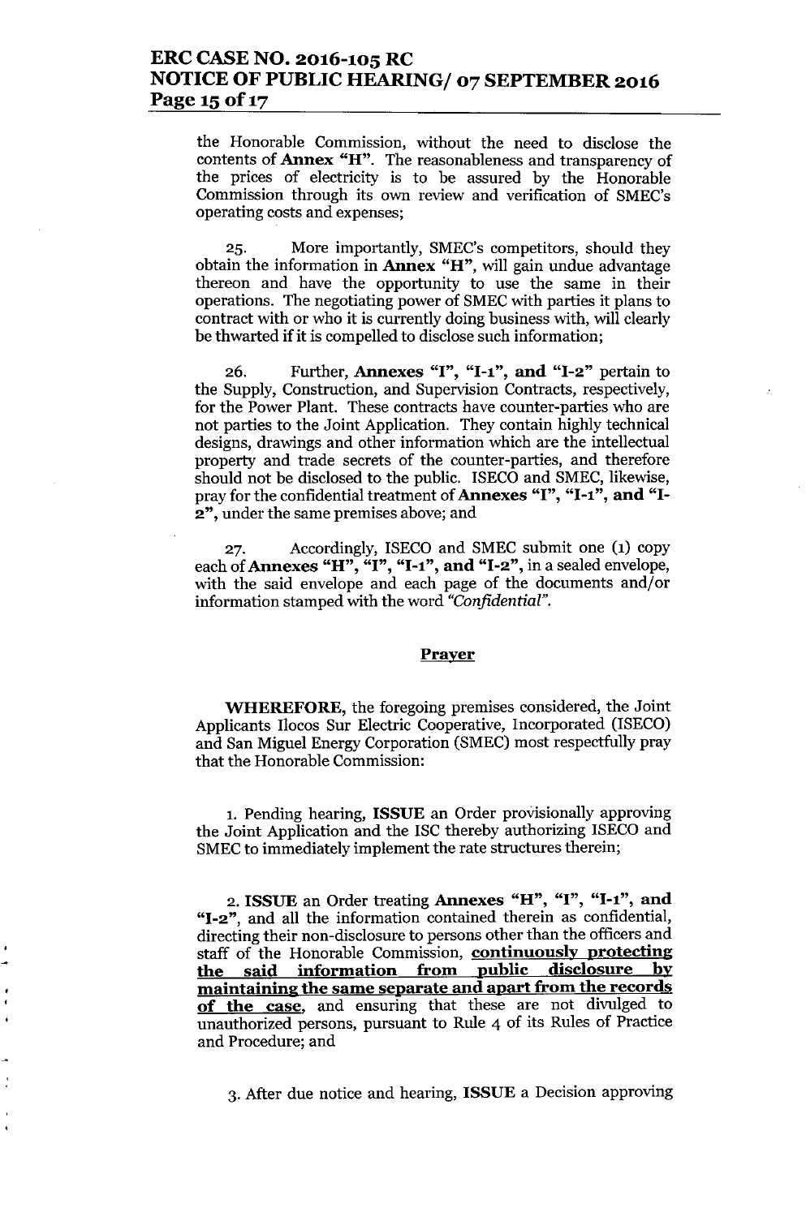the Honorable Commission, without the need to disclose the contents of **Annex "H"**. The reasonableness and transparency of the prices of electricity is to be assured by the Honorable Commission through its own review and verification of SMEC's operating costs and expenses;

25. More importantly, SMEC's competitors, should they obtain the information in **Annex "H"**, will gain undue advantage thereon and have the opportunity to use the same in their operations. The negotiating power of SMEC with parties it plans to contract with or who it is currently doing business with, will clearly be thwarted if it is compelled to disclose such information;

26. Further, **Annexes "I", "I-1", and "I-2"** pertain to the Supply, Construction, and Supervision Contracts, respectively, for the Power Plant. These contracts have counter-parties who are not parties to the Joint Application. They contain highly technical designs, drawings and other information which are the intellectual property and trade secrets of the counter-parties, and therefore should not be disclosed to the public. ISECO and SMEC, likewise, pray for the confidential treatment of **Annexes "I", "I-1", and "I-2"**, under the same premises above; and

27. Accordingly, ISECO and SMEC submit one (1) copy each of **Annexes "H", "I", "I-1", and "I-2"**, in a sealed envelope, with the said envelope and each page of the documents and/or information stamped with the word *"Confidential"*.

## Prayer

**WHEREFORE,** the foregoing premises considered, the Joint Applicants Ilocos Sur Electric Cooperative, Incorporated (ISECO) and San Miguel Energy Corporation (SMEC) most respectfully pray that the Honorable Commission:

1. Pending hearing, **ISSUE** an Order provisionally approving the Joint Application and the ISC thereby authorizing ISECO and SMEC to immediately implement the rate structures therein;

2. **ISSUE** an Order treating **Annexes "H", "I", "I-1", and "I-2"**, and all the information contained therein as confidential, directing their non-disclosure to persons other than the officers and staff of the Honorable Commission, **continuously protecting the said information from public disclosure by maintaining the same separate and apart from the records of the case**, and ensuring that these are not divulged to unauthorized persons, pursuant to Rule 4 of its Rules of Practice and Procedure; and

3. After due notice and hearing, **ISSUE** a Decision approving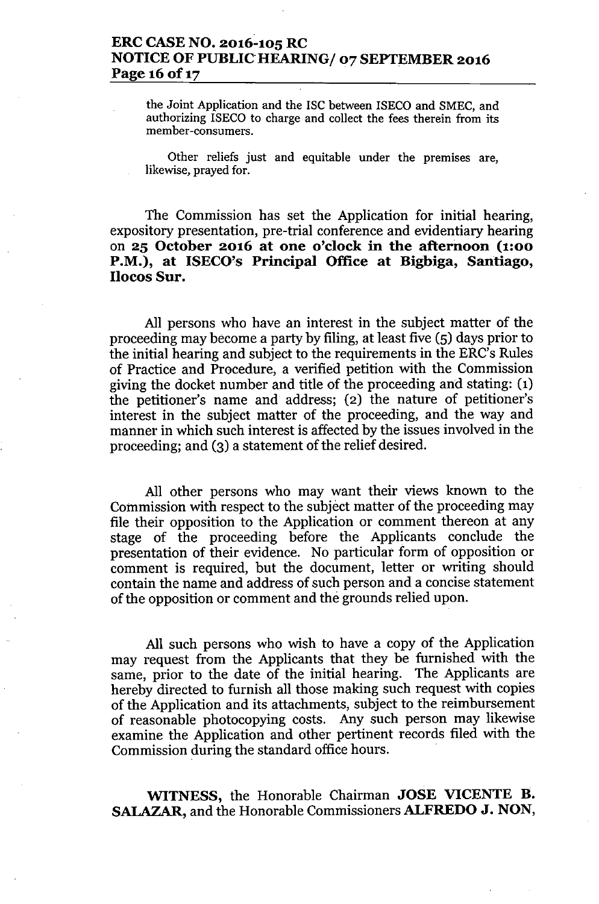the Joint Application and the ISC between ISECO and SMEC, and authorizing ISECO to charge and collect the fees therein from its member-consumers.

Other reliefs just and equitable under the premises are, likewise, prayed for.

The Commission has set the Application for initial hearing, expository presentation, pre-trial conference and evidentiary hearing on **25 October 2016 at one o'clock in the afternoon (1:00 P.M.), at ISECO's Principal Office at Bigbiga, Santiago, Ilocos Sur.**

All persons who have an interest in the subject matter of the proceeding may become a party by filing, at least five (5) days prior to the initial hearing and subject to the requirements in the ERC's Rules of Practice and Procedure, a verified petition with the Commission giving the docket number and title of the proceeding and stating: (1) the petitioner's name and address; (2) the nature of petitioner's interest in the subject matter of the proceeding, and the way and manner in which such interest is affected by the issues involved in the proceeding; and (3) a statement of the relief desired.

All other persons who may want their views known to the Commission with respect to the subject matter of the proceeding may file their opposition to the Application or comment thereon at any stage of the proceeding before the Applicants conclude the presentation of their evidence. No particular form of opposition or comment is required, but the document, letter or writing should contain the name and address of such person and a concise statement of the opposition or comment and the grounds relied upon.

All such persons who wish to have a copy of the Application may request from the Applicants that they be furnished with the same, prior to the date of the initial hearing. The Applicants are hereby directed to furnish all those making such request with copies of the Application and its attachments, subject to the reimbursement of reasonable photocopying costs. Any such person may likewise examine the Application and other pertinent records filed with the Commission during the standard office hours.

**WITNESS,** the Honorable Chairman **JOSE VICENTE B. SALAZAR,** and the Honorable Commissioners **ALFREDO J. NON,**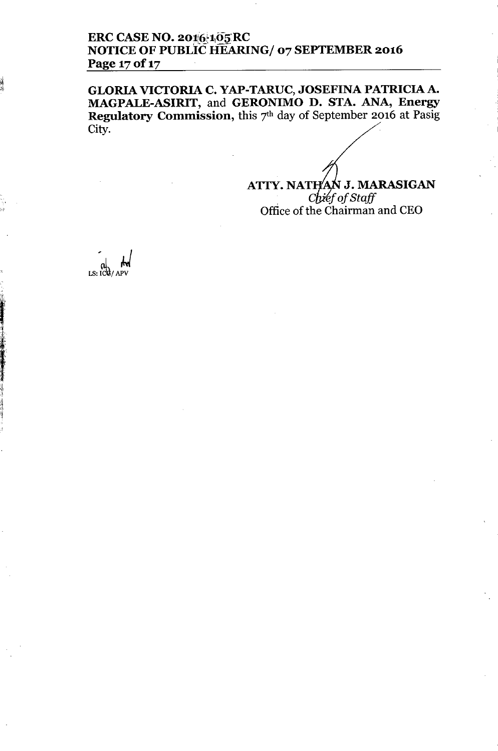**GLORIA VICTORIA C. YAP-TARUC, JOSEFINA PATRICIA A. MAGPALE-ASIRIT,** and **GERONIMO D. STA. ANA, Energy Regulatory Commission,** this 7th day of September 2016 at Pasig City.

**ATTY. NATHAN J. MARASIGAN**
*Chief of Staff*
Office of the Chairman and CEO

LS: ICG/ APV